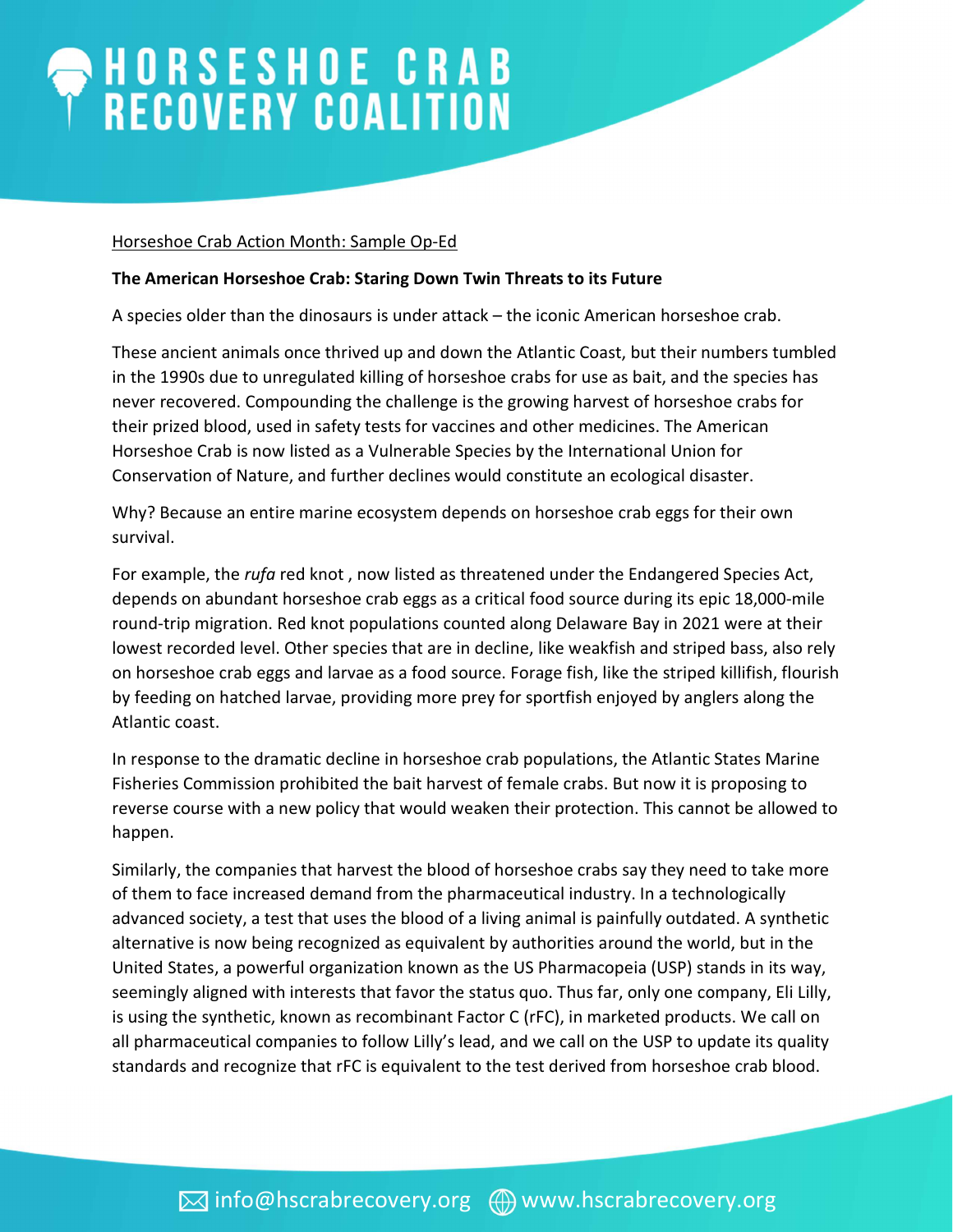# HORSESHOE CRAB RECOVERY COALITION

Horseshoe Crab Action Month: Sample Op-Ed

**The American Horseshoe Crab: Staring Down Twin Threats to its Future**

A species older than the dinosaurs is under attack – the iconic American horseshoe crab.

These ancient animals once thrived up and down the Atlantic Coast, but their numbers tumbled in the 1990s due to unregulated killing of horseshoe crabs for use as bait, and the species has never recovered. Compounding the challenge is the growing harvest of horseshoe crabs for their prized blood, used in safety tests for vaccines and other medicines. The American Horseshoe Crab is now listed as a Vulnerable Species by the International Union for Conservation of Nature, and further declines would constitute an ecological disaster.

Why? Because an entire marine ecosystem depends on horseshoe crab eggs for their own survival.

For example, the *rufa* red knot , now listed as threatened under the Endangered Species Act, depends on abundant horseshoe crab eggs as a critical food source during its epic 18,000-mile round-trip migration. Red knot populations counted along Delaware Bay in 2021 were at their lowest recorded level. Other species that are in decline, like weakfish and striped bass, also rely on horseshoe crab eggs and larvae as a food source. Forage fish, like the striped killifish, flourish by feeding on hatched larvae, providing more prey for sportfish enjoyed by anglers along the Atlantic coast.

In response to the dramatic decline in horseshoe crab populations, the Atlantic States Marine Fisheries Commission prohibited the bait harvest of female crabs. But now it is proposing to reverse course with a new policy that would weaken their protection. This cannot be allowed to happen.

Similarly, the companies that harvest the blood of horseshoe crabs say they need to take more of them to face increased demand from the pharmaceutical industry. In a technologically advanced society, a test that uses the blood of a living animal is painfully outdated. A synthetic alternative is now being recognized as equivalent by authorities around the world, but in the United States, a powerful organization known as the US Pharmacopeia (USP) stands in its way, seemingly aligned with interests that favor the status quo. Thus far, only one company, Eli Lilly, is using the synthetic, known as recombinant Factor C (rFC), in marketed products. We call on all pharmaceutical companies to follow Lilly's lead, and we call on the USP to update its quality standards and recognize that rFC is equivalent to the test derived from horseshoe crab blood.

info@hscrabrecovery.org www.hscrabrecovery.org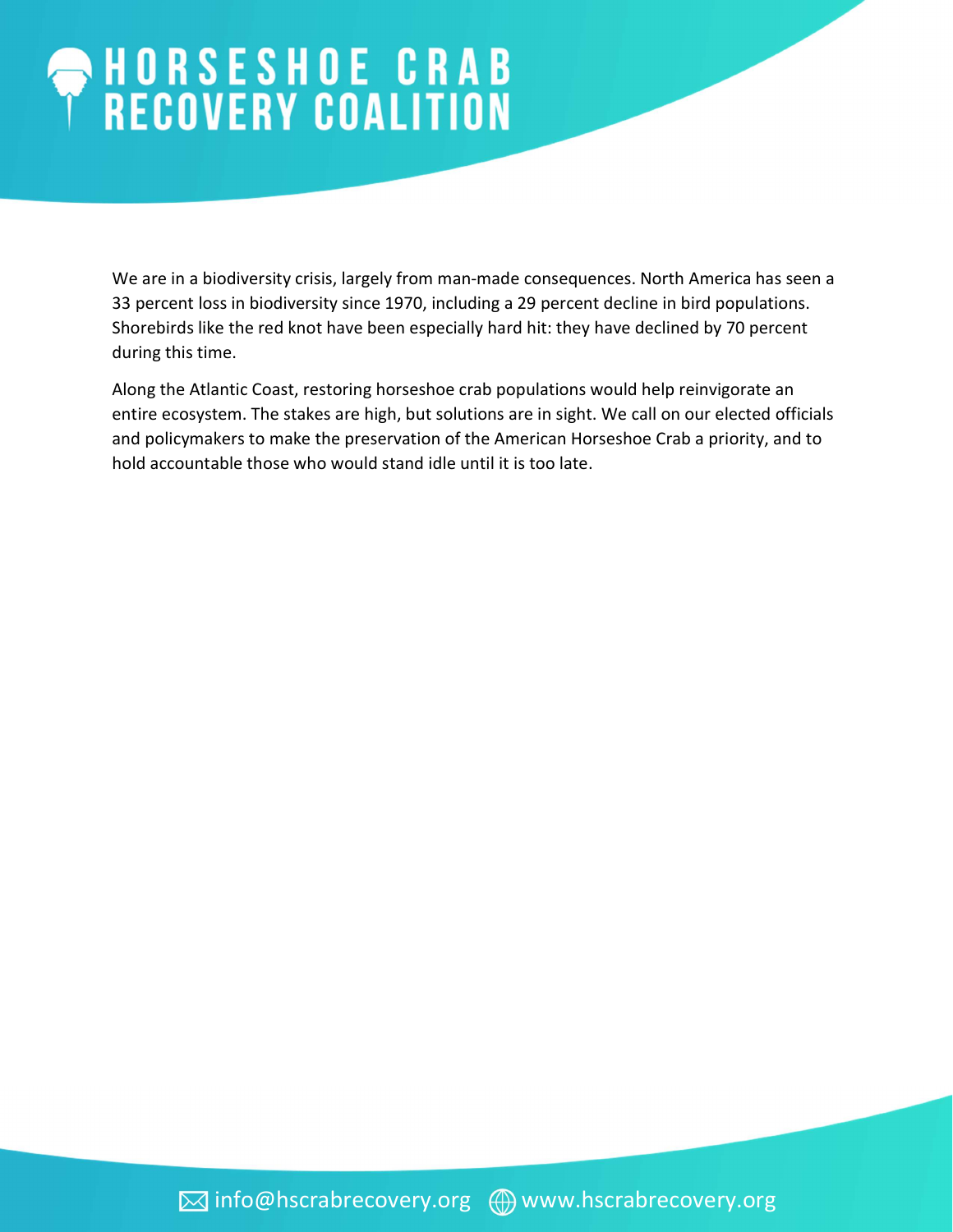# HORSESHOE CRAB RECOVERY COALITION

We are in a biodiversity crisis, largely from man-made consequences. North America has seen a 33 percent loss in biodiversity since 1970, including a 29 percent decline in bird populations. Shorebirds like the red knot have been especially hard hit: they have declined by 70 percent during this time.

Along the Atlantic Coast, restoring horseshoe crab populations would help reinvigorate an entire ecosystem. The stakes are high, but solutions are in sight. We call on our elected officials and policymakers to make the preservation of the American Horseshoe Crab a priority, and to hold accountable those who would stand idle until it is too late.

info@hscrabrecovery.org www.hscrabrecovery.org